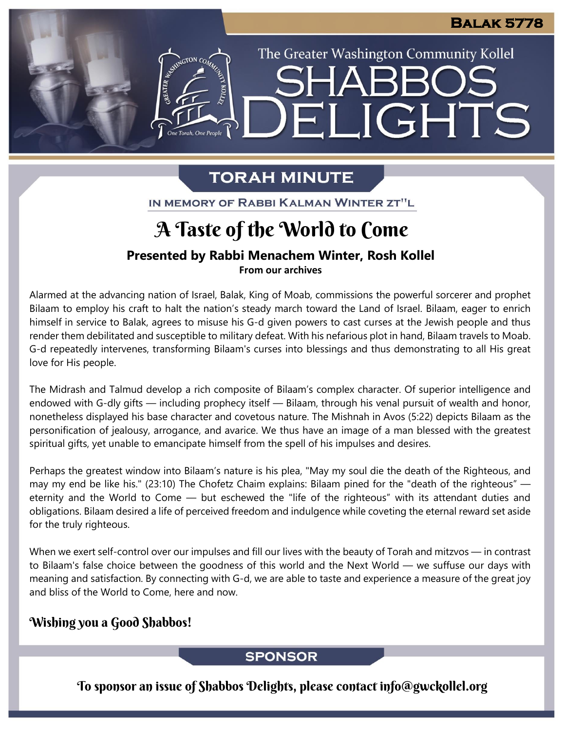Balak 5778

The Greater Washington Community Kollel

# Shabbos Delights

## Torah Minute

In memory of Rabbi Kalman Winter zt"l

# A Taste of the World to Come

### Presented by Rabbi Menachem Winter, Rosh Kollel

**From our archives**

Alarmed at the advancing nation of Israel, Balak, King of Moab, commissions the powerful sorcerer and prophet Bilaam to employ his craft to halt the nation's steady march toward the Land of Israel. Bilaam, eager to enrich himself in service to Balak, agrees to misuse his G-d given powers to cast curses at the Jewish people and thus render them debilitated and susceptible to military defeat. With his nefarious plot in hand, Bilaam travels to Moab. G-d repeatedly intervenes, transforming Bilaam's curses into blessings and thus demonstrating to all His great love for His people.

The Midrash and Talmud develop a rich composite of Bilaam's complex character. Of superior intelligence and endowed with G-dly gifts — including prophecy itself — Bilaam, through his venal pursuit of wealth and honor, nonetheless displayed his base character and covetous nature. The Mishnah in Avos (5:22) depicts Bilaam as the personification of jealousy, arrogance, and avarice. We thus have an image of a man blessed with the greatest spiritual gifts, yet unable to emancipate himself from the spell of his impulses and desires.

Perhaps the greatest window into Bilaam's nature is his plea, "May my soul die the death of the Righteous, and may my end be like his." (23:10) The Chofetz Chaim explains: Bilaam pined for the "death of the righteous" — eternity and the World to Come — but eschewed the "life of the righteous" with its attendant duties and obligations. Bilaam desired a life of perceived freedom and indulgence while coveting the eternal reward set aside for the truly righteous.

When we exert self-control over our impulses and fill our lives with the beauty of Torah and mitzvos — in contrast to Bilaam's false choice between the goodness of this world and the Next World — we suffuse our days with meaning and satisfaction. By connecting with G-d, we are able to taste and experience a measure of the great joy and bliss of the World to Come, here and now.

**Wishing you a Good Shabbos!**

## Sponsor

To sponsor an issue of Shabbos Delights, please contact info@gwckollel.org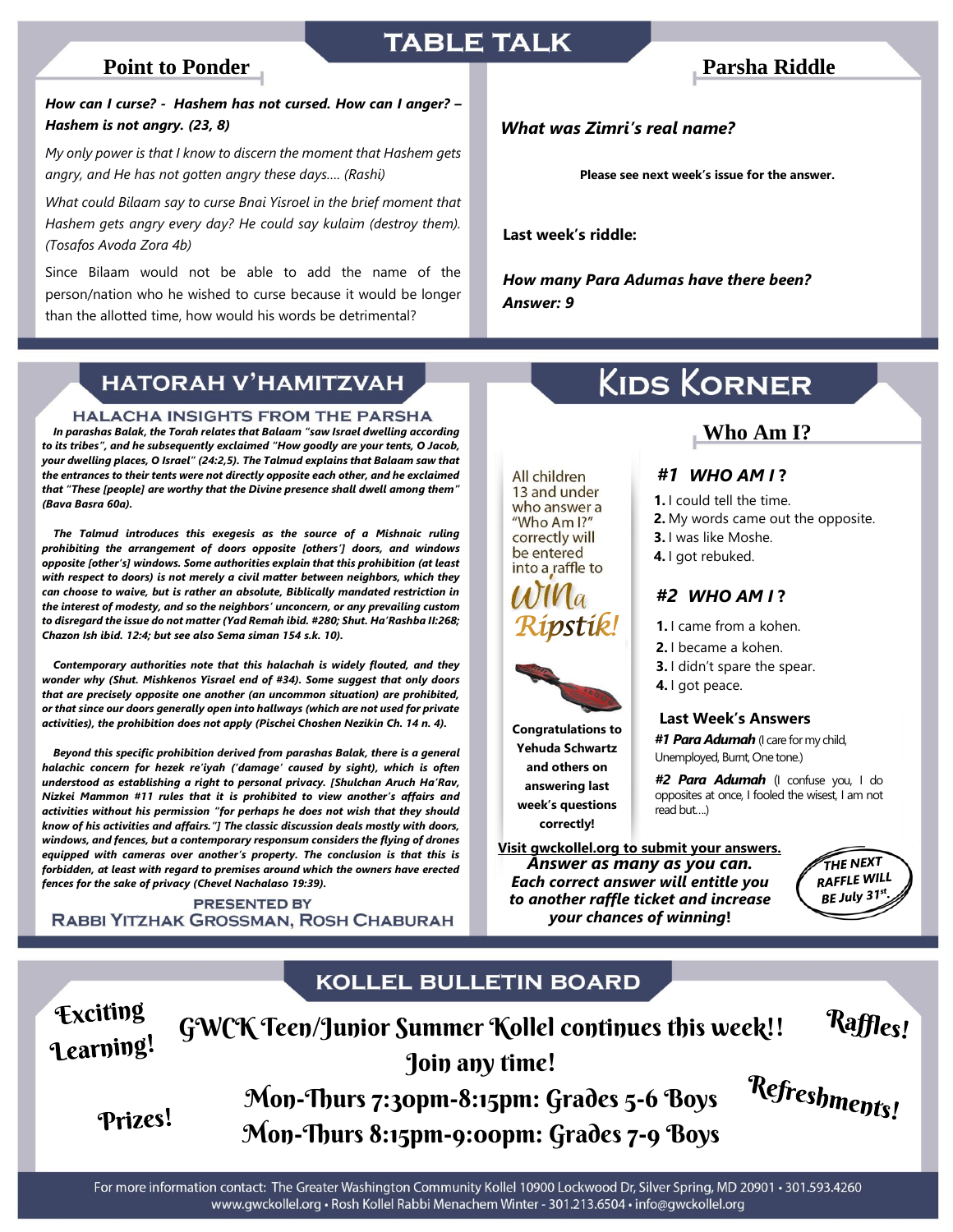# TABLE TALK

## Point to Ponder

***How can I curse? - Hashem has not cursed. How can I anger? – Hashem is not angry. (23, 8)***

*My only power is that I know to discern the moment that Hashem gets angry, and He has not gotten angry these days…. (Rashi)*

*What could Bilaam say to curse Bnai Yisroel in the brief moment that Hashem gets angry every day? He could say kulaim (destroy them). (Tosafos Avoda Zora 4b)*

Since Bilaam would not be able to add the name of the person/nation who he wished to curse because it would be longer than the allotted time, how would his words be detrimental?

## Parsha Riddle

***What was Zimri's real name?***

**Please see next week's issue for the answer.**

**Last week's riddle:**

***How many Para Adumas have there been?***
***Answer: 9***

# HATORAH V'HAMITZVAH

## HALACHA INSIGHTS FROM THE PARSHA

***In parashas Balak, the Torah relates that Balaam "saw Israel dwelling according to its tribes", and he subsequently exclaimed "How goodly are your tents, O Jacob, your dwelling places, O Israel" (24:2,5). The Talmud explains that Balaam saw that the entrances to their tents were not directly opposite each other, and he exclaimed that "These [people] are worthy that the Divine presence shall dwell among them" (Bava Basra 60a).***

***The Talmud introduces this exegesis as the source of a Mishnaic ruling prohibiting the arrangement of doors opposite [others'] doors, and windows opposite [other's] windows. Some authorities explain that this prohibition (at least with respect to doors) is not merely a civil matter between neighbors, which they can choose to waive, but is rather an absolute, Biblically mandated restriction in the interest of modesty, and so the neighbors' unconcern, or any prevailing custom to disregard the issue do not matter (Yad Remah ibid. #280; Shut. Ha'Rashba II:268; Chazon Ish ibid. 12:4; but see also Sema siman 154 s.k. 10).***

***Contemporary authorities note that this halachah is widely flouted, and they wonder why (Shut. Mishkenos Yisrael end of #34). Some suggest that only doors that are precisely opposite one another (an uncommon situation) are prohibited, or that since our doors generally open into hallways (which are not used for private activities), the prohibition does not apply (Pischei Choshen Nezikin Ch. 14 n. 4).***

***Beyond this specific prohibition derived from parashas Balak, there is a general halachic concern for hezek re'iyah ('damage' caused by sight), which is often understood as establishing a right to personal privacy. [Shulchan Aruch Ha'Rav, Nizkei Mammon #11 rules that it is prohibited to view another's affairs and activities without his permission "for perhaps he does not wish that they should know of his activities and affairs."] The classic discussion deals mostly with doors, windows, and fences, but a contemporary responsum considers the flying of drones equipped with cameras over another's property. The conclusion is that this is forbidden, at least with regard to premises around which the owners have erected fences for the sake of privacy (Chevel Nachalaso 19:39).***

PRESENTED BY
RABBI YITZHAK GROSSMAN, ROSH CHABURAH

# KIDS KORNER

All children 13 and under who answer a "Who Am I?" correctly will be entered into a raffle to

*Win a Ripstik!*

**Congratulations to Yehuda Schwartz and others on answering last week's questions correctly!**

## Who Am I?

### #1 WHO AM I ?

**1.** I could tell the time.
**2.** My words came out the opposite.
**3.** I was like Moshe.
**4.** I got rebuked.

### #2 WHO AM I ?

**1.** I came from a kohen.
**2.** I became a kohen.
**3.** I didn't spare the spear.
**4.** I got peace.

### Last Week's Answers

***#1 Para Adumah*** (I care for my child, Unemployed, Burnt, One tone.)

***#2 Para Adumah*** (I confuse you, I do opposites at once, I fooled the wisest, I am not read but….)

**Visit gwckollel.org to submit your answers.**
***Answer as many as you can. Each correct answer will entitle you to another raffle ticket and increase your chances of winning!***

***THE NEXT RAFFLE WILL BE July 31st.***

# KOLLEL BULLETIN BOARD

Exciting Learning!

GWCK Teen/Junior Summer Kollel continues this week!!
Join any time!
Mon-Thurs 7:30pm-8:15pm: Grades 5-6 Boys
Mon-Thurs 8:15pm-9:00pm: Grades 7-9 Boys

Raffles! Refreshments! Prizes!

For more information contact: The Greater Washington Community Kollel 10900 Lockwood Dr, Silver Spring, MD 20901 • 301.593.4260
www.gwckollel.org • Rosh Kollel Rabbi Menachem Winter - 301.213.6504 • info@gwckollel.org